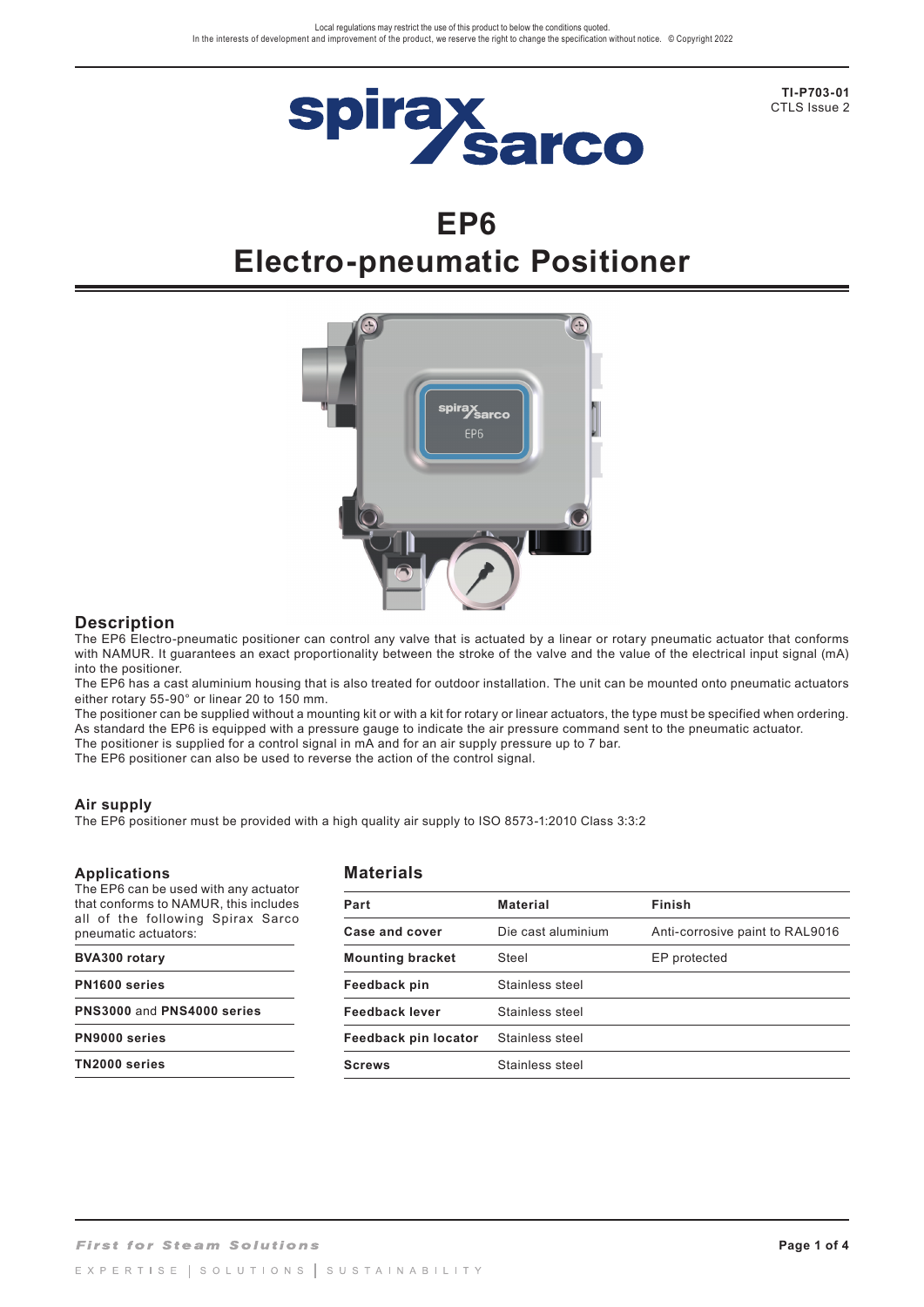Local regulations may restrict the use of this product to below the conditions quoted.
In the interests of development and improvement of the product, we reserve the right to change the specification without notice. © Copyright 2022

**TI-P703-01**
CTLS Issue 2

# EP6
# Electro-pneumatic Positioner

## Description

The EP6 Electro-pneumatic positioner can control any valve that is actuated by a linear or rotary pneumatic actuator that conforms with NAMUR. It guarantees an exact proportionality between the stroke of the valve and the value of the electrical input signal (mA) into the positioner.
The EP6 has a cast aluminium housing that is also treated for outdoor installation. The unit can be mounted onto pneumatic actuators either rotary 55-90° or linear 20 to 150 mm.
The positioner can be supplied without a mounting kit or with a kit for rotary or linear actuators, the type must be specified when ordering.
As standard the EP6 is equipped with a pressure gauge to indicate the air pressure command sent to the pneumatic actuator.
The positioner is supplied for a control signal in mA and for an air supply pressure up to 7 bar.
The EP6 positioner can also be used to reverse the action of the control signal.

### Air supply

The EP6 positioner must be provided with a high quality air supply to ISO 8573-1:2010 Class 3:3:2

### Applications

The EP6 can be used with any actuator that conforms to NAMUR, this includes all of the following Spirax Sarco pneumatic actuators:

| |
|---|
| **BVA300 rotary** |
| **PN1600 series** |
| **PNS3000** and **PNS4000 series** |
| **PN9000 series** |
| **TN2000 series** |

## Materials

| Part | Material | Finish |
|---|---|---|
| **Case and cover** | Die cast aluminium | Anti-corrosive paint to RAL9016 |
| **Mounting bracket** | Steel | EP protected |
| **Feedback pin** | Stainless steel | |
| **Feedback lever** | Stainless steel | |
| **Feedback pin locator** | Stainless steel | |
| **Screws** | Stainless steel | |

*First for Steam Solutions*

EXPERTISE | SOLUTIONS | SUSTAINABILITY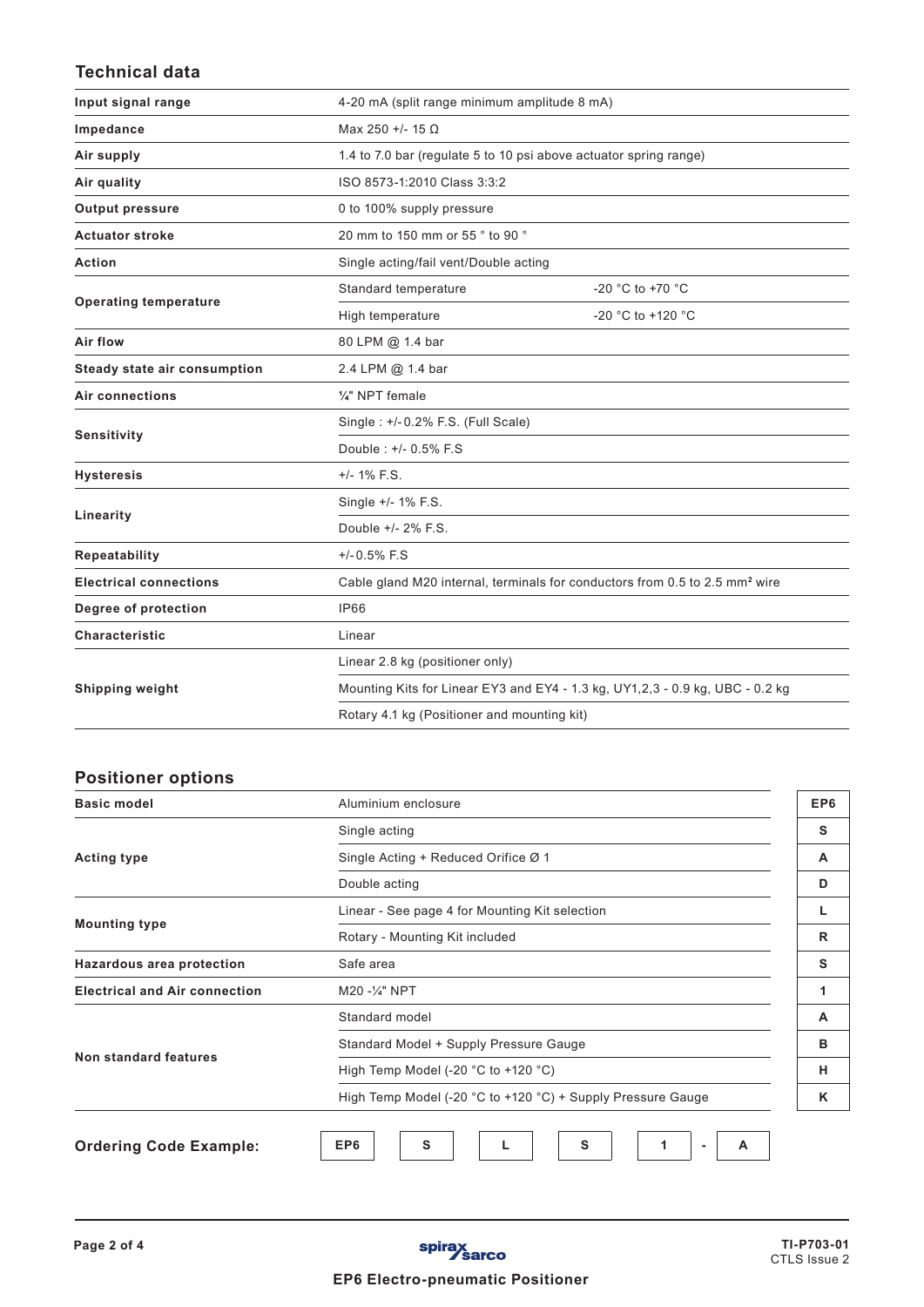## Technical data

| | | |
|---|---|---|
| **Input signal range** | 4-20 mA (split range minimum amplitude 8 mA) | |
| **Impedance** | Max 250 +/- 15 Ω | |
| **Air supply** | 1.4 to 7.0 bar (regulate 5 to 10 psi above actuator spring range) | |
| **Air quality** | ISO 8573-1:2010 Class 3:3:2 | |
| **Output pressure** | 0 to 100% supply pressure | |
| **Actuator stroke** | 20 mm to 150 mm or 55 ° to 90 ° | |
| **Action** | Single acting/fail vent/Double acting | |
| **Operating temperature** | Standard temperature | -20 °C to +70 °C |
| | High temperature | -20 °C to +120 °C |
| **Air flow** | 80 LPM @ 1.4 bar | |
| **Steady state air consumption** | 2.4 LPM @ 1.4 bar | |
| **Air connections** | ¼" NPT female | |
| **Sensitivity** | Single : +/- 0.2% F.S. (Full Scale) | |
| | Double : +/- 0.5% F.S | |
| **Hysteresis** | +/- 1% F.S. | |
| **Linearity** | Single +/- 1% F.S. | |
| | Double +/- 2% F.S. | |
| **Repeatability** | +/- 0.5% F.S | |
| **Electrical connections** | Cable gland M20 internal, terminals for conductors from 0.5 to 2.5 mm² wire | |
| **Degree of protection** | IP66 | |
| **Characteristic** | Linear | |
| **Shipping weight** | Linear 2.8 kg (positioner only) | |
| | Mounting Kits for Linear EY3 and EY4 - 1.3 kg, UY1,2,3 - 0.9 kg, UBC - 0.2 kg | |
| | Rotary 4.1 kg (Positioner and mounting kit) | |

## Positioner options

| | | |
|---|---|---|
| **Basic model** | Aluminium enclosure | **EP6** |
| **Acting type** | Single acting | **S** |
| | Single Acting + Reduced Orifice Ø 1 | **A** |
| | Double acting | **D** |
| **Mounting type** | Linear - See page 4 for Mounting Kit selection | **L** |
| | Rotary - Mounting Kit included | **R** |
| **Hazardous area protection** | Safe area | **S** |
| **Electrical and Air connection** | M20 -¼" NPT | **1** |
| **Non standard features** | Standard model | **A** |
| | Standard Model + Supply Pressure Gauge | **B** |
| | High Temp Model (-20 °C to +120 °C) | **H** |
| | High Temp Model (-20 °C to +120 °C) + Supply Pressure Gauge | **K** |

**Ordering Code Example:** EP6 S L S 1 - A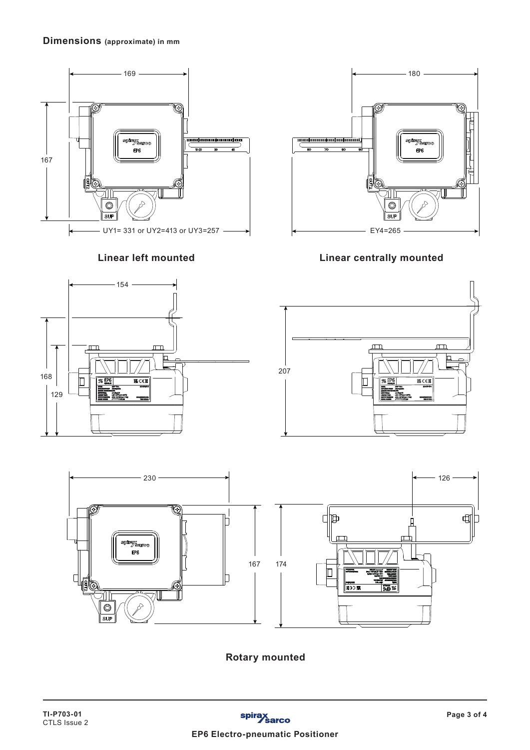## Dimensions (approximate) in mm

169

167

UY1= 331 or UY2=413 or UY3=257

180

EY4=265

**Linear left mounted**

**Linear centrally mounted**

154

168

129

207

230

167

126

174

**Rotary mounted**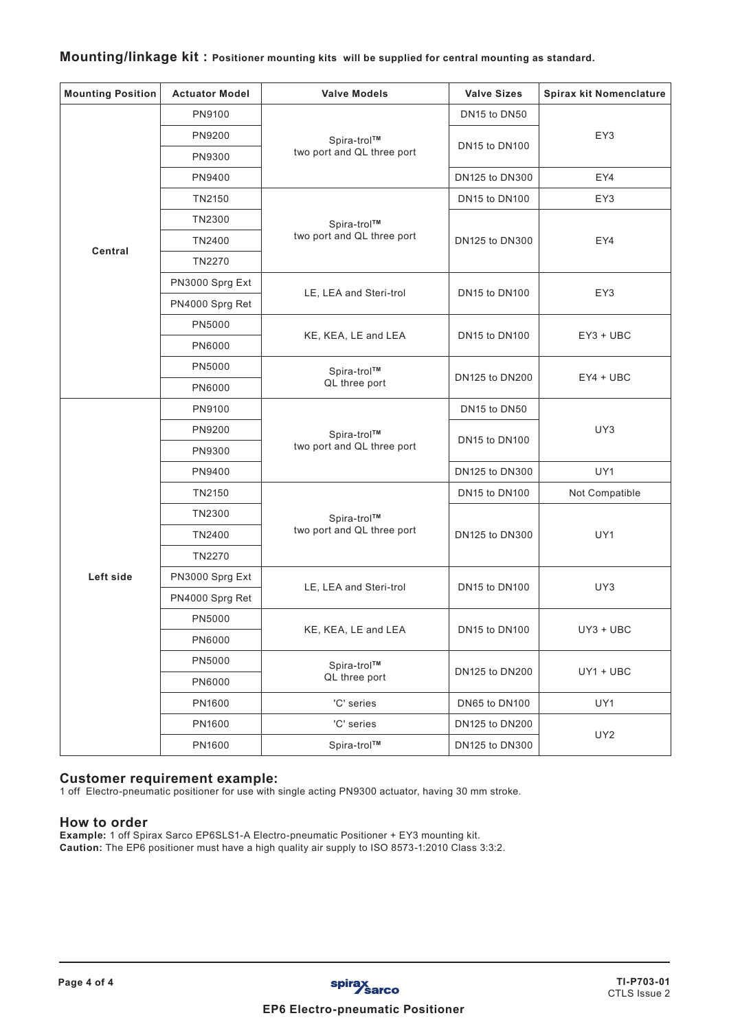## Mounting/linkage kit : **Positioner mounting kits will be supplied for central mounting as standard.**

| Mounting Position | Actuator Model | Valve Models | Valve Sizes | Spirax kit Nomenclature |
|---|---|---|---|---|
| Central | PN9100 | Spira-trol™ two port and QL three port | DN15 to DN50 | EY3 |
| | PN9200 | | DN15 to DN100 | |
| | PN9300 | | | |
| | PN9400 | | DN125 to DN300 | EY4 |
| | TN2150 | Spira-trol™ two port and QL three port | DN15 to DN100 | EY3 |
| | TN2300 | | DN125 to DN300 | EY4 |
| | TN2400 | | | |
| | TN2270 | | | |
| | PN3000 Sprg Ext | LE, LEA and Steri-trol | DN15 to DN100 | EY3 |
| | PN4000 Sprg Ret | | | |
| | PN5000 | KE, KEA, LE and LEA | DN15 to DN100 | EY3 + UBC |
| | PN6000 | | | |
| | PN5000 | Spira-trol™ QL three port | DN125 to DN200 | EY4 + UBC |
| | PN6000 | | | |
| Left side | PN9100 | Spira-trol™ two port and QL three port | DN15 to DN50 | UY3 |
| | PN9200 | | DN15 to DN100 | |
| | PN9300 | | | |
| | PN9400 | | DN125 to DN300 | UY1 |
| | TN2150 | Spira-trol™ two port and QL three port | DN15 to DN100 | Not Compatible |
| | TN2300 | | DN125 to DN300 | UY1 |
| | TN2400 | | | |
| | TN2270 | | | |
| | PN3000 Sprg Ext | LE, LEA and Steri-trol | DN15 to DN100 | UY3 |
| | PN4000 Sprg Ret | | | |
| | PN5000 | KE, KEA, LE and LEA | DN15 to DN100 | UY3 + UBC |
| | PN6000 | | | |
| | PN5000 | Spira-trol™ QL three port | DN125 to DN200 | UY1 + UBC |
| | PN6000 | | | |
| | PN1600 | 'C' series | DN65 to DN100 | UY1 |
| | PN1600 | 'C' series | DN125 to DN200 | UY2 |
| | PN1600 | Spira-trol™ | DN125 to DN300 | |

## Customer requirement example:

1 off Electro-pneumatic positioner for use with single acting PN9300 actuator, having 30 mm stroke.

## How to order

**Example:** 1 off Spirax Sarco EP6SLS1-A Electro-pneumatic Positioner + EY3 mounting kit.
**Caution:** The EP6 positioner must have a high quality air supply to ISO 8573-1:2010 Class 3:3:2.